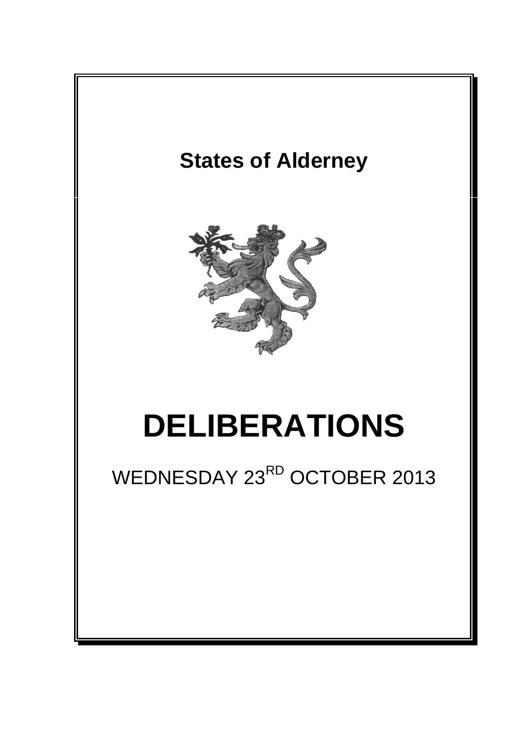# States of Alderney

# DELIBERATIONS

WEDNESDAY 23[RD] OCTOBER 2013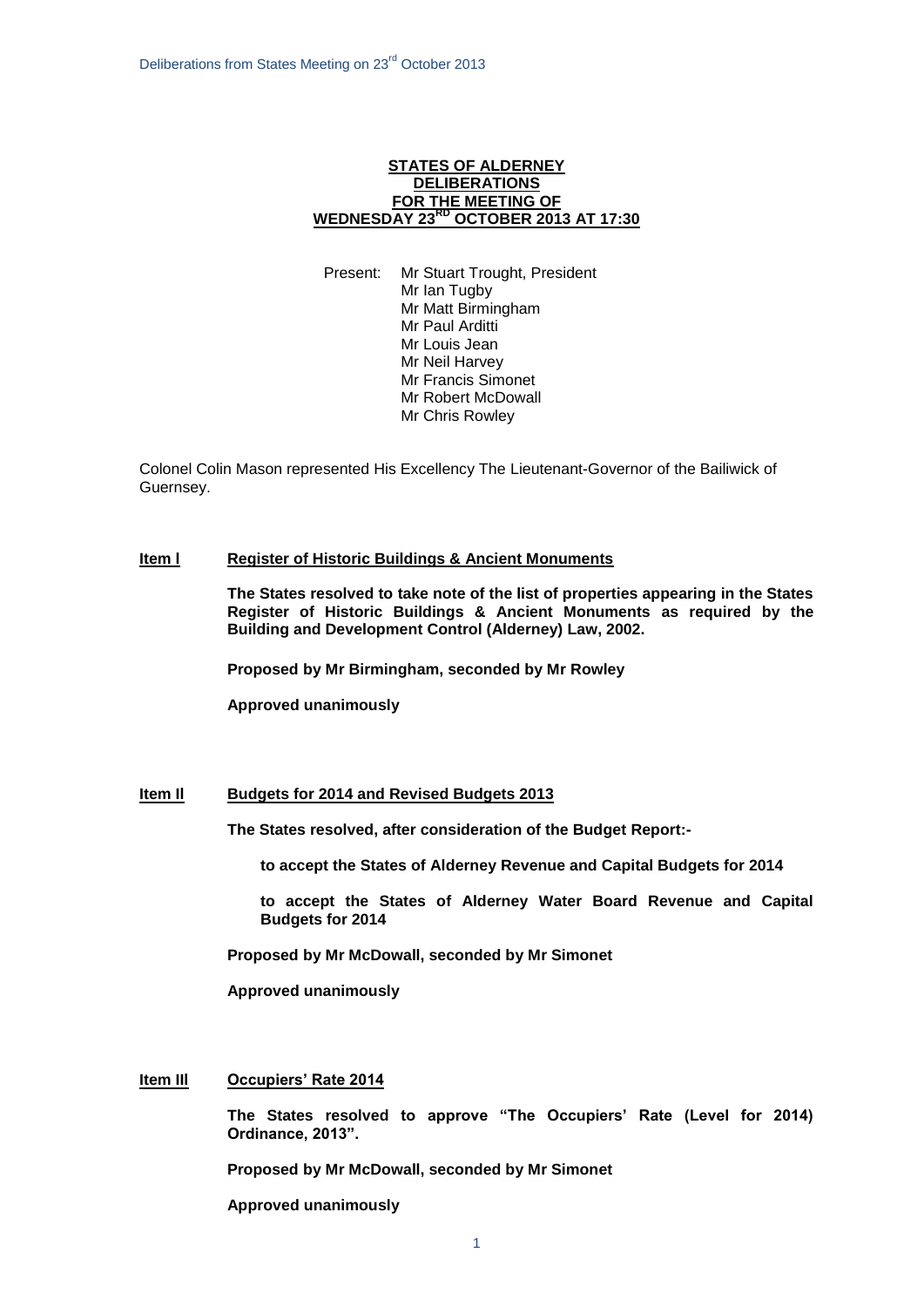**STATES OF ALDERNEY**
**DELIBERATIONS**
**FOR THE MEETING OF**
**WEDNESDAY 23RD OCTOBER 2013 AT 17:30**

Present: Mr Stuart Trought, President
Mr Ian Tugby
Mr Matt Birmingham
Mr Paul Arditti
Mr Louis Jean
Mr Neil Harvey
Mr Francis Simonet
Mr Robert McDowall
Mr Chris Rowley

Colonel Colin Mason represented His Excellency The Lieutenant-Governor of the Bailiwick of Guernsey.

## Item I Register of Historic Buildings & Ancient Monuments

**The States resolved to take note of the list of properties appearing in the States Register of Historic Buildings & Ancient Monuments as required by the Building and Development Control (Alderney) Law, 2002.**

**Proposed by Mr Birmingham, seconded by Mr Rowley**

**Approved unanimously**

## Item II Budgets for 2014 and Revised Budgets 2013

**The States resolved, after consideration of the Budget Report:-**

**to accept the States of Alderney Revenue and Capital Budgets for 2014**

**to accept the States of Alderney Water Board Revenue and Capital Budgets for 2014**

**Proposed by Mr McDowall, seconded by Mr Simonet**

**Approved unanimously**

## Item III Occupiers' Rate 2014

**The States resolved to approve "The Occupiers' Rate (Level for 2014) Ordinance, 2013".**

**Proposed by Mr McDowall, seconded by Mr Simonet**

**Approved unanimously**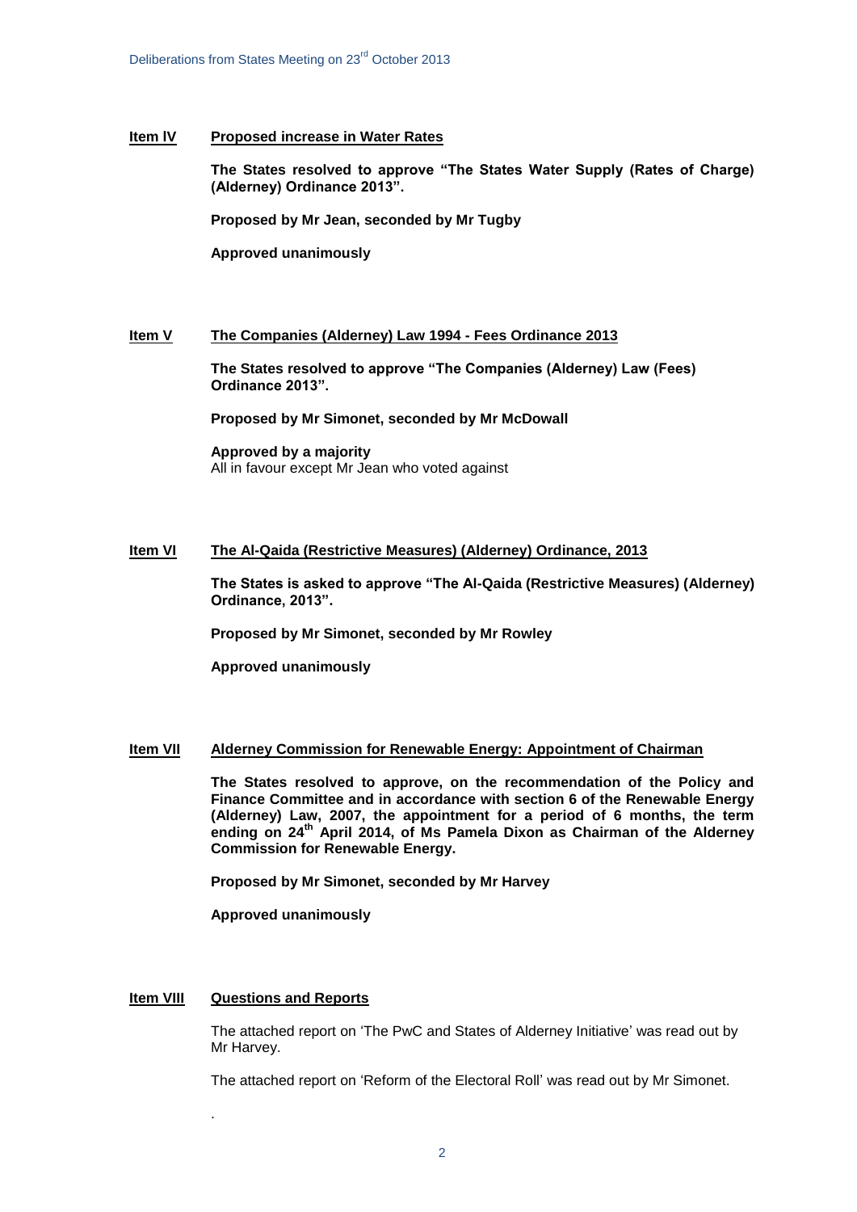**Item IV** **Proposed increase in Water Rates**

**The States resolved to approve "The States Water Supply (Rates of Charge) (Alderney) Ordinance 2013".**

**Proposed by Mr Jean, seconded by Mr Tugby**

**Approved unanimously**

**Item V** **The Companies (Alderney) Law 1994 - Fees Ordinance 2013**

**The States resolved to approve "The Companies (Alderney) Law (Fees) Ordinance 2013".**

**Proposed by Mr Simonet, seconded by Mr McDowall**

**Approved by a majority**
All in favour except Mr Jean who voted against

**Item VI** **The Al-Qaida (Restrictive Measures) (Alderney) Ordinance, 2013**

**The States is asked to approve "The Al-Qaida (Restrictive Measures) (Alderney) Ordinance, 2013".**

**Proposed by Mr Simonet, seconded by Mr Rowley**

**Approved unanimously**

**Item VII** **Alderney Commission for Renewable Energy: Appointment of Chairman**

**The States resolved to approve, on the recommendation of the Policy and Finance Committee and in accordance with section 6 of the Renewable Energy (Alderney) Law, 2007, the appointment for a period of 6 months, the term ending on 24th April 2014, of Ms Pamela Dixon as Chairman of the Alderney Commission for Renewable Energy.**

**Proposed by Mr Simonet, seconded by Mr Harvey**

**Approved unanimously**

**Item VIII** **Questions and Reports**

The attached report on 'The PwC and States of Alderney Initiative' was read out by Mr Harvey.

The attached report on 'Reform of the Electoral Roll' was read out by Mr Simonet.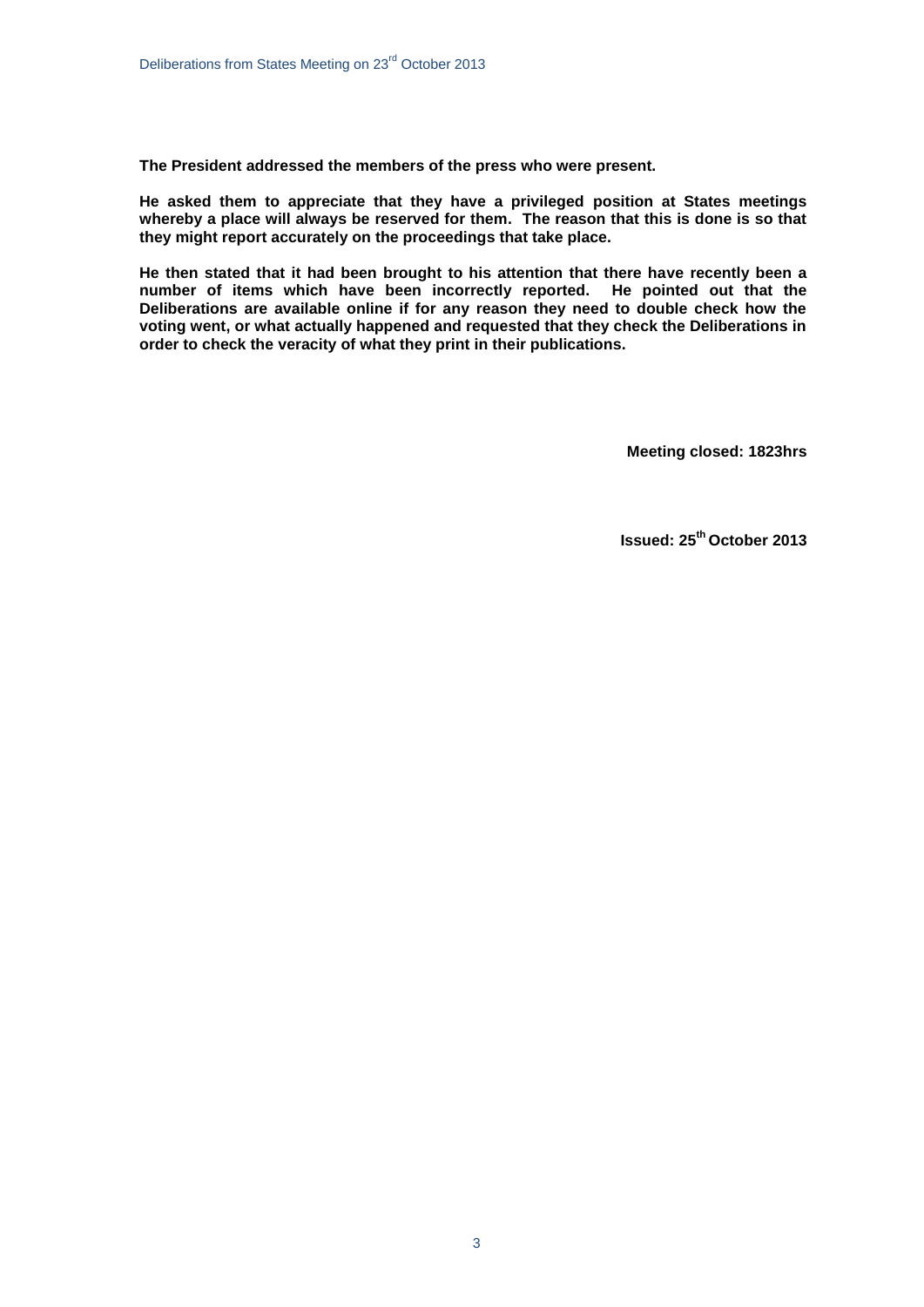**The President addressed the members of the press who were present.**

**He asked them to appreciate that they have a privileged position at States meetings whereby a place will always be reserved for them. The reason that this is done is so that they might report accurately on the proceedings that take place.**

**He then stated that it had been brought to his attention that there have recently been a number of items which have been incorrectly reported. He pointed out that the Deliberations are available online if for any reason they need to double check how the voting went, or what actually happened and requested that they check the Deliberations in order to check the veracity of what they print in their publications.**

**Meeting closed: 1823hrs**

**Issued: 25th October 2013**